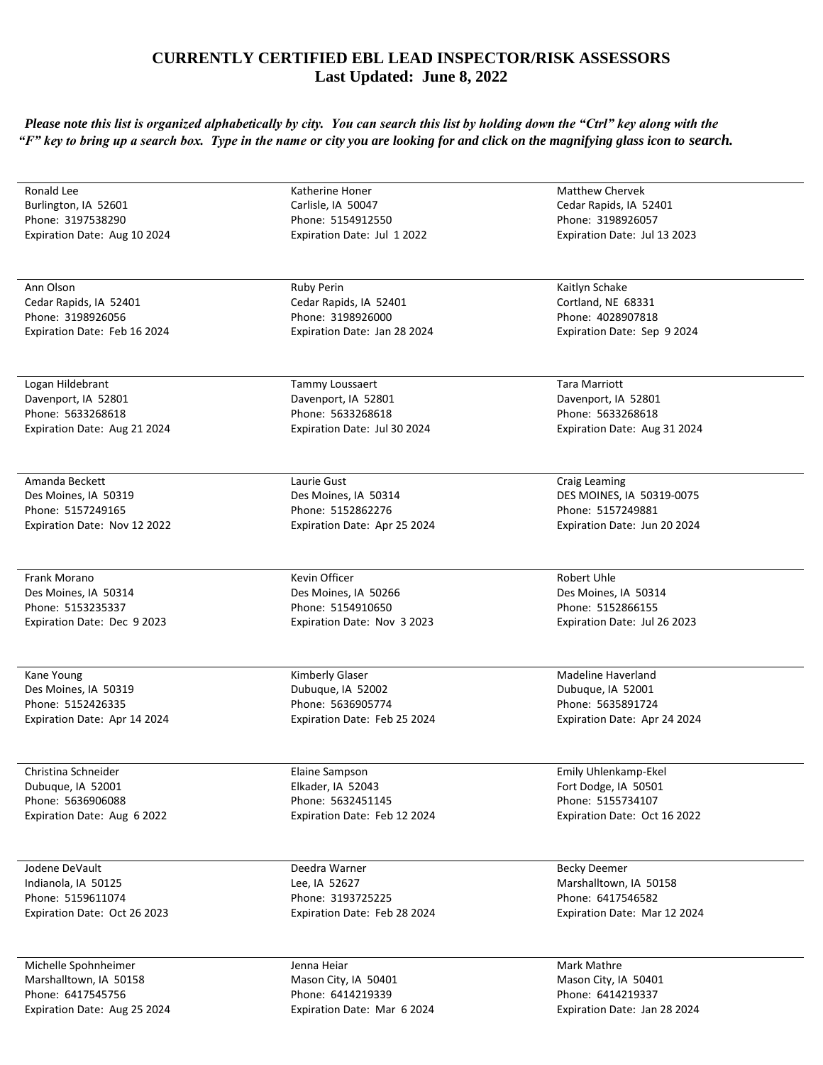## CURRENTLY CERTIFIED EBL LEAD INSPECTOR/RISK ASSESSORS
## Last Updated: June 8, 2022

***Please note this list is organized alphabetically by city. You can search this list by holding down the "Ctrl" key along with the "F" key to bring up a search box. Type in the name or city you are looking for and click on the magnifying glass icon to search.***

Ronald Lee
Burlington, IA 52601
Phone: 3197538290
Expiration Date: Aug 10 2024

Katherine Honer
Carlisle, IA 50047
Phone: 5154912550
Expiration Date: Jul 1 2022

Matthew Chervek
Cedar Rapids, IA 52401
Phone: 3198926057
Expiration Date: Jul 13 2023

Ann Olson
Cedar Rapids, IA 52401
Phone: 3198926056
Expiration Date: Feb 16 2024

Ruby Perin
Cedar Rapids, IA 52401
Phone: 3198926000
Expiration Date: Jan 28 2024

Kaitlyn Schake
Cortland, NE 68331
Phone: 4028907818
Expiration Date: Sep 9 2024

Logan Hildebrant
Davenport, IA 52801
Phone: 5633268618
Expiration Date: Aug 21 2024

Tammy Loussaert
Davenport, IA 52801
Phone: 5633268618
Expiration Date: Jul 30 2024

Tara Marriott
Davenport, IA 52801
Phone: 5633268618
Expiration Date: Aug 31 2024

Amanda Beckett
Des Moines, IA 50319
Phone: 5157249165
Expiration Date: Nov 12 2022

Laurie Gust
Des Moines, IA 50314
Phone: 5152862276
Expiration Date: Apr 25 2024

Craig Leaming
DES MOINES, IA 50319-0075
Phone: 5157249881
Expiration Date: Jun 20 2024

Frank Morano
Des Moines, IA 50314
Phone: 5153235337
Expiration Date: Dec 9 2023

Kevin Officer
Des Moines, IA 50266
Phone: 5154910650
Expiration Date: Nov 3 2023

Robert Uhle
Des Moines, IA 50314
Phone: 5152866155
Expiration Date: Jul 26 2023

Kane Young
Des Moines, IA 50319
Phone: 5152426335
Expiration Date: Apr 14 2024

Kimberly Glaser
Dubuque, IA 52002
Phone: 5636905774
Expiration Date: Feb 25 2024

Madeline Haverland
Dubuque, IA 52001
Phone: 5635891724
Expiration Date: Apr 24 2024

Christina Schneider
Dubuque, IA 52001
Phone: 5636906088
Expiration Date: Aug 6 2022

Elaine Sampson
Elkader, IA 52043
Phone: 5632451145
Expiration Date: Feb 12 2024

Emily Uhlenkamp-Ekel
Fort Dodge, IA 50501
Phone: 5155734107
Expiration Date: Oct 16 2022

Jodene DeVault
Indianola, IA 50125
Phone: 5159611074
Expiration Date: Oct 26 2023

Deedra Warner
Lee, IA 52627
Phone: 3193725225
Expiration Date: Feb 28 2024

Becky Deemer
Marshalltown, IA 50158
Phone: 6417546582
Expiration Date: Mar 12 2024

Michelle Spohnheimer
Marshalltown, IA 50158
Phone: 6417545756
Expiration Date: Aug 25 2024

Jenna Heiar
Mason City, IA 50401
Phone: 6414219339
Expiration Date: Mar 6 2024

Mark Mathre
Mason City, IA 50401
Phone: 6414219337
Expiration Date: Jan 28 2024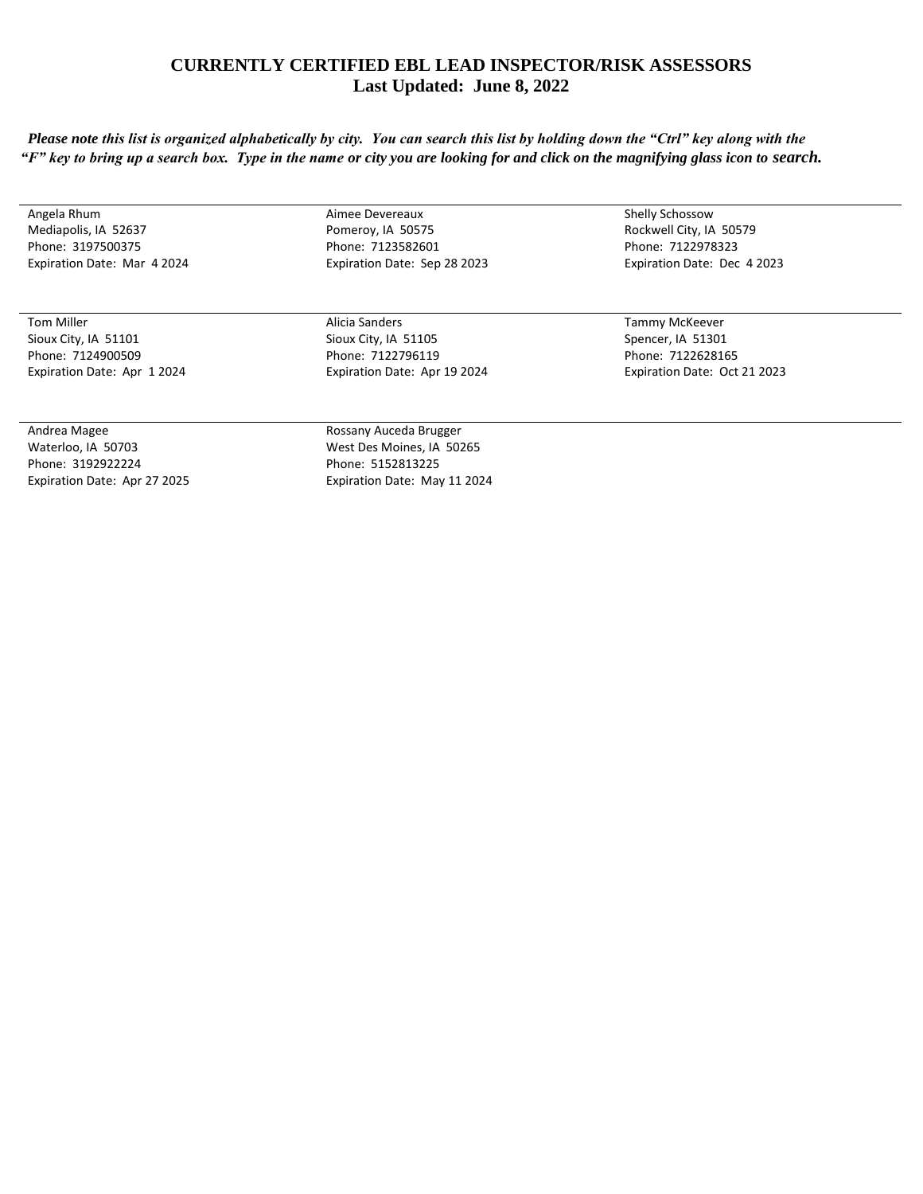## CURRENTLY CERTIFIED EBL LEAD INSPECTOR/RISK ASSESSORS
## Last Updated: June 8, 2022

***Please note this list is organized alphabetically by city. You can search this list by holding down the "Ctrl" key along with the "F" key to bring up a search box. Type in the name or city you are looking for and click on the magnifying glass icon to search.***

Angela Rhum
Mediapolis, IA 52637
Phone: 3197500375
Expiration Date: Mar 4 2024

Aimee Devereaux
Pomeroy, IA 50575
Phone: 7123582601
Expiration Date: Sep 28 2023

Shelly Schossow
Rockwell City, IA 50579
Phone: 7122978323
Expiration Date: Dec 4 2023

Tom Miller
Sioux City, IA 51101
Phone: 7124900509
Expiration Date: Apr 1 2024

Alicia Sanders
Sioux City, IA 51105
Phone: 7122796119
Expiration Date: Apr 19 2024

Tammy McKeever
Spencer, IA 51301
Phone: 7122628165
Expiration Date: Oct 21 2023

Andrea Magee
Waterloo, IA 50703
Phone: 3192922224
Expiration Date: Apr 27 2025

Rossany Auceda Brugger
West Des Moines, IA 50265
Phone: 5152813225
Expiration Date: May 11 2024